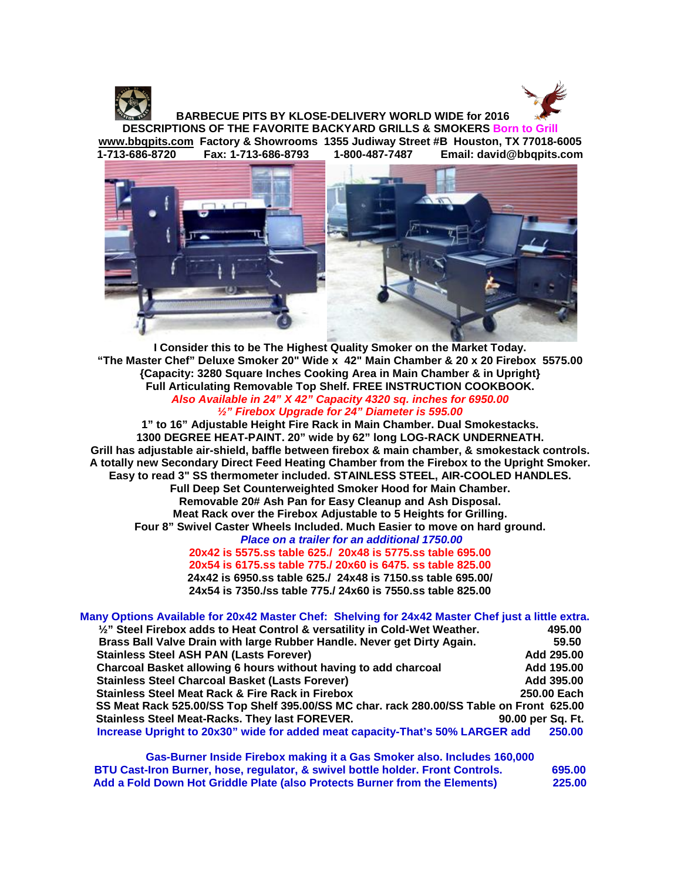**BARBECUE PITS BY KLOSE-DELIVERY WORLD WIDE for 2016**
**DESCRIPTIONS OF THE FAVORITE BACKYARD GRILLS & SMOKERS Born to Grill**
**www.bbqpits.com Factory & Showrooms 1355 Judiway Street #B Houston, TX 77018-6005**
**1-713-686-8720 Fax: 1-713-686-8793 1-800-487-7487 Email: david@bbqpits.com**

**I Consider this to be The Highest Quality Smoker on the Market Today.**
**"The Master Chef" Deluxe Smoker 20" Wide x 42" Main Chamber & 20 x 20 Firebox 5575.00**
**{Capacity: 3280 Square Inches Cooking Area in Main Chamber & in Upright}**
**Full Articulating Removable Top Shelf. FREE INSTRUCTION COOKBOOK.**
***Also Available in 24" X 42" Capacity 4320 sq. inches for 6950.00***
***½" Firebox Upgrade for 24" Diameter is 595.00***
**1" to 16" Adjustable Height Fire Rack in Main Chamber. Dual Smokestacks.**
**1300 DEGREE HEAT-PAINT. 20" wide by 62" long LOG-RACK UNDERNEATH.**
**Grill has adjustable air-shield, baffle between firebox & main chamber, & smokestack controls.**
**A totally new Secondary Direct Feed Heating Chamber from the Firebox to the Upright Smoker.**
**Easy to read 3" SS thermometer included. STAINLESS STEEL, AIR-COOLED HANDLES.**
**Full Deep Set Counterweighted Smoker Hood for Main Chamber.**
**Removable 20# Ash Pan for Easy Cleanup and Ash Disposal.**
**Meat Rack over the Firebox Adjustable to 5 Heights for Grilling.**
**Four 8" Swivel Caster Wheels Included. Much Easier to move on hard ground.**
***Place on a trailer for an additional 1750.00***
**20x42 is 5575.ss table 625./ 20x48 is 5775.ss table 695.00**
**20x54 is 6175.ss table 775./ 20x60 is 6475. ss table 825.00**
**24x42 is 6950.ss table 625./ 24x48 is 7150.ss table 695.00/**
**24x54 is 7350./ss table 775./ 24x60 is 7550.ss table 825.00**

**Many Options Available for 20x42 Master Chef: Shelving for 24x42 Master Chef just a little extra.**

| Option | Price |
|---|---|
| ½" Steel Firebox adds to Heat Control & versatility in Cold-Wet Weather. | 495.00 |
| Brass Ball Valve Drain with large Rubber Handle. Never get Dirty Again. | 59.50 |
| Stainless Steel ASH PAN (Lasts Forever) | Add 295.00 |
| Charcoal Basket allowing 6 hours without having to add charcoal | Add 195.00 |
| Stainless Steel Charcoal Basket (Lasts Forever) | Add 395.00 |
| Stainless Steel Meat Rack & Fire Rack in Firebox | 250.00 Each |
| SS Meat Rack 525.00/SS Top Shelf 395.00/SS MC char. rack 280.00/SS Table on Front | 625.00 |
| Stainless Steel Meat-Racks. They last FOREVER. | 90.00 per Sq. Ft. |
| Increase Upright to 20x30" wide for added meat capacity-That's 50% LARGER add | 250.00 |

**Gas-Burner Inside Firebox making it a Gas Smoker also. Includes 160,000 BTU Cast-Iron Burner, hose, regulator, & swivel bottle holder. Front Controls. 695.00**
**Add a Fold Down Hot Griddle Plate (also Protects Burner from the Elements) 225.00**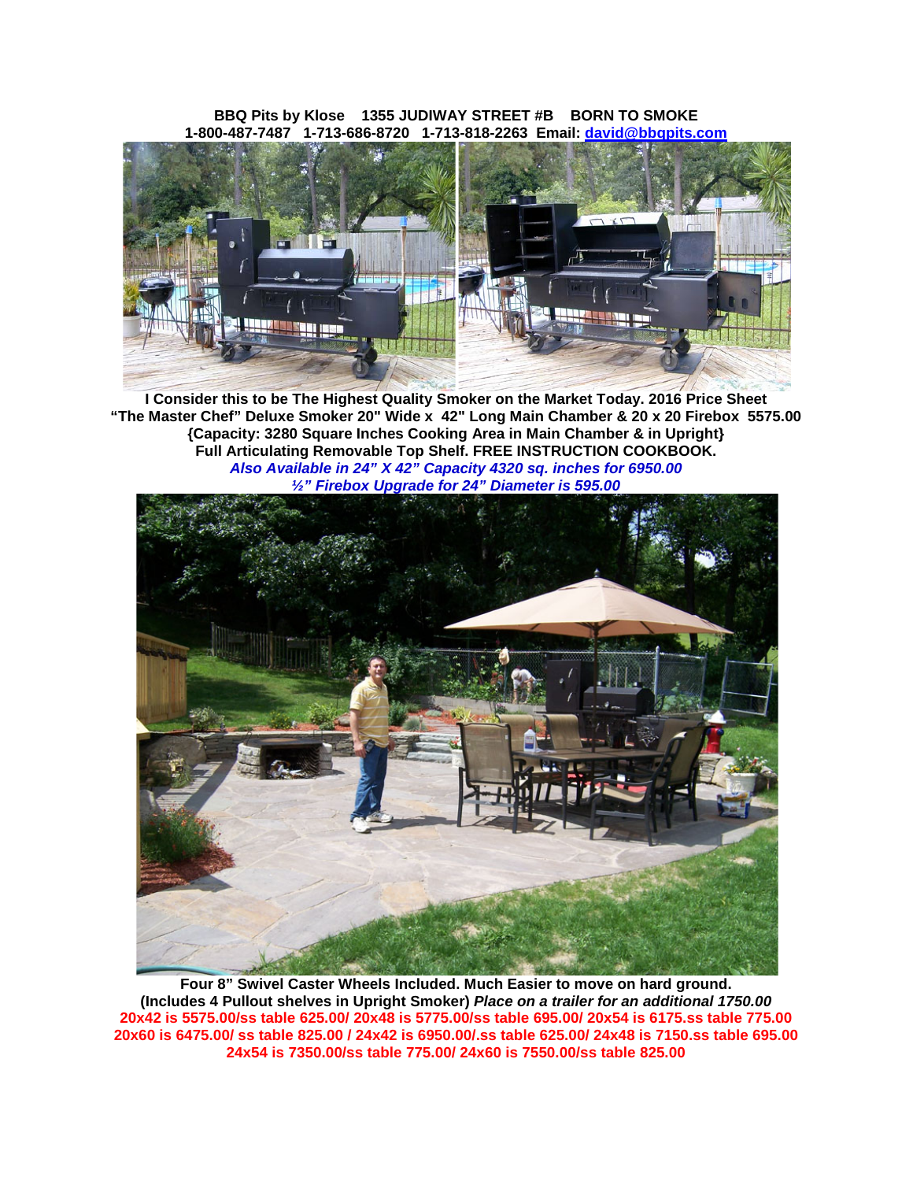**BBQ Pits by Klose 1355 JUDIWAY STREET #B BORN TO SMOKE**
**1-800-487-7487 1-713-686-8720 1-713-818-2263 Email: [david@bbqpits.com](mailto:david@bbqpits.com)**

**I Consider this to be The Highest Quality Smoker on the Market Today. 2016 Price Sheet**
**"The Master Chef" Deluxe Smoker 20" Wide x 42" Long Main Chamber & 20 x 20 Firebox 5575.00**
**{Capacity: 3280 Square Inches Cooking Area in Main Chamber & in Upright}**
**Full Articulating Removable Top Shelf. FREE INSTRUCTION COOKBOOK.**
***Also Available in 24" X 42" Capacity 4320 sq. inches for 6950.00***
***½" Firebox Upgrade for 24" Diameter is 595.00***

**Four 8" Swivel Caster Wheels Included. Much Easier to move on hard ground.**
**(Includes 4 Pullout shelves in Upright Smoker)** ***Place on a trailer for an additional 1750.00***
**20x42 is 5575.00/ss table 625.00/ 20x48 is 5775.00/ss table 695.00/ 20x54 is 6175.ss table 775.00**
**20x60 is 6475.00/ ss table 825.00 / 24x42 is 6950.00/.ss table 625.00/ 24x48 is 7150.ss table 695.00**
**24x54 is 7350.00/ss table 775.00/ 24x60 is 7550.00/ss table 825.00**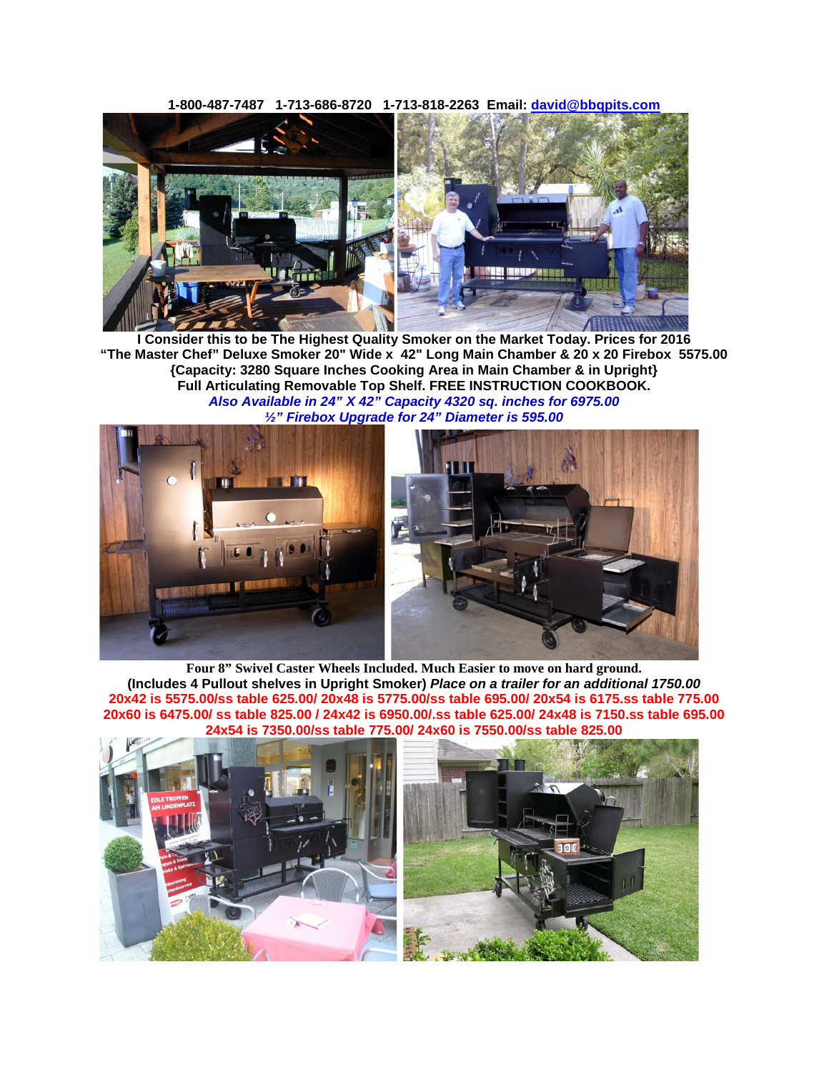**1-800-487-7487 1-713-686-8720 1-713-818-2263 Email: david@bbqpits.com**

**I Consider this to be The Highest Quality Smoker on the Market Today. Prices for 2016**
**"The Master Chef" Deluxe Smoker 20" Wide x 42" Long Main Chamber & 20 x 20 Firebox 5575.00**
**{Capacity: 3280 Square Inches Cooking Area in Main Chamber & in Upright}**
**Full Articulating Removable Top Shelf. FREE INSTRUCTION COOKBOOK.**
***Also Available in 24" X 42" Capacity 4320 sq. inches for 6975.00***
***½" Firebox Upgrade for 24" Diameter is 595.00***

**Four 8" Swivel Caster Wheels Included. Much Easier to move on hard ground.**
**(Includes 4 Pullout shelves in Upright Smoker)** ***Place on a trailer for an additional 1750.00***
**20x42 is 5575.00/ss table 625.00/ 20x48 is 5775.00/ss table 695.00/ 20x54 is 6175.ss table 775.00**
**20x60 is 6475.00/ ss table 825.00 / 24x42 is 6950.00/.ss table 625.00/ 24x48 is 7150.ss table 695.00**
**24x54 is 7350.00/ss table 775.00/ 24x60 is 7550.00/ss table 825.00**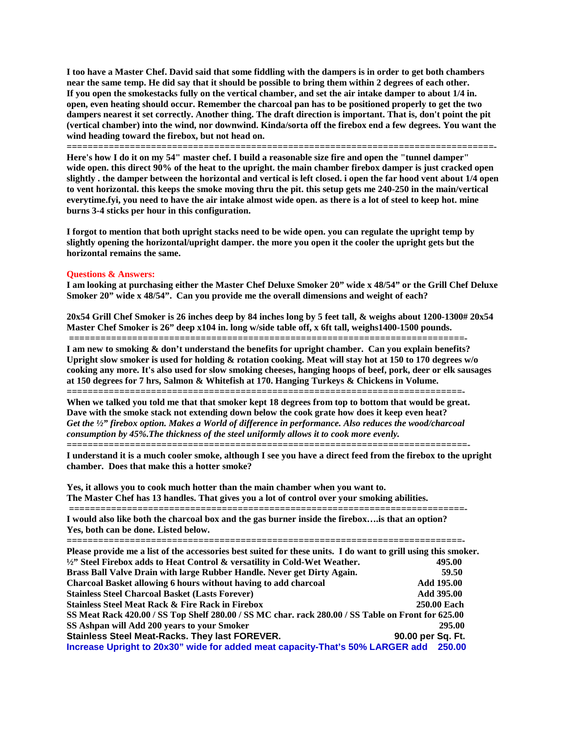**I too have a Master Chef. David said that some fiddling with the dampers is in order to get both chambers near the same temp. He did say that it should be possible to bring them within 2 degrees of each other. If you open the smokestacks fully on the vertical chamber, and set the air intake damper to about 1/4 in. open, even heating should occur. Remember the charcoal pan has to be positioned properly to get the two dampers nearest it set correctly. Another thing. The draft direction is important. That is, don't point the pit (vertical chamber) into the wind, nor downwind. Kinda/sorta off the firebox end a few degrees. You want the wind heading toward the firebox, but not head on.**

**==================================================================================-**

**Here's how I do it on my 54" master chef. I build a reasonable size fire and open the "tunnel damper" wide open. this direct 90% of the heat to the upright. the main chamber firebox damper is just cracked open slightly . the damper between the horizontal and vertical is left closed. i open the far hood vent about 1/4 open to vent horizontal. this keeps the smoke moving thru the pit. this setup gets me 240-250 in the main/vertical everytime.fyi, you need to have the air intake almost wide open. as there is a lot of steel to keep hot. mine burns 3-4 sticks per hour in this configuration.**

**I forgot to mention that both upright stacks need to be wide open. you can regulate the upright temp by slightly opening the horizontal/upright damper. the more you open it the cooler the upright gets but the horizontal remains the same.**

**Questions & Answers:**

**I am looking at purchasing either the Master Chef Deluxe Smoker 20" wide x 48/54" or the Grill Chef Deluxe Smoker 20" wide x 48/54". Can you provide me the overall dimensions and weight of each?**

**20x54 Grill Chef Smoker is 26 inches deep by 84 inches long by 5 feet tall, & weighs about 1200-1300# 20x54 Master Chef Smoker is 26" deep x104 in. long w/side table off, x 6ft tall, weighs1400-1500 pounds.**

**============================================================================-**

**I am new to smoking & don't understand the benefits for upright chamber. Can you explain benefits? Upright slow smoker is used for holding & rotation cooking. Meat will stay hot at 150 to 170 degrees w/o cooking any more. It's also used for slow smoking cheeses, hanging hoops of beef, pork, deer or elk sausages at 150 degrees for 7 hrs, Salmon & Whitefish at 170. Hanging Turkeys & Chickens in Volume.**

**============================================================================-**

**When we talked you told me that that smoker kept 18 degrees from top to bottom that would be great. Dave with the smoke stack not extending down below the cook grate how does it keep even heat?**
***Get the ½" firebox option. Makes a World of difference in performance. Also reduces the wood/charcoal consumption by 45%.The thickness of the steel uniformly allows it to cook more evenly.***

**============================================================================-**

**I understand it is a much cooler smoke, although I see you have a direct feed from the firebox to the upright chamber. Does that make this a hotter smoke?**

**Yes, it allows you to cook much hotter than the main chamber when you want to.**
**The Master Chef has 13 handles. That gives you a lot of control over your smoking abilities.**

**============================================================================-**

**I would also like both the charcoal box and the gas burner inside the firebox….is that an option?**
**Yes, both can be done. Listed below.**

**============================================================================-**

**Please provide me a list of the accessories best suited for these units. I do want to grill using this smoker.**

| | |
|---|---|
| **½" Steel Firebox adds to Heat Control & versatility in Cold-Wet Weather.** | **495.00** |
| **Brass Ball Valve Drain with large Rubber Handle. Never get Dirty Again.** | **59.50** |
| **Charcoal Basket allowing 6 hours without having to add charcoal** | **Add 195.00** |
| **Stainless Steel Charcoal Basket (Lasts Forever)** | **Add 395.00** |
| **Stainless Steel Meat Rack & Fire Rack in Firebox** | **250.00 Each** |
| **SS Meat Rack 420.00 / SS Top Shelf 280.00 / SS MC char. rack 280.00 / SS Table on Front for 625.00** | |
| **SS Ashpan will Add 200 years to your Smoker** | **295.00** |
| **Stainless Steel Meat-Racks. They last FOREVER.** | **90.00 per Sq. Ft.** |
| **Increase Upright to 20x30" wide for added meat capacity-That's 50% LARGER add** | **250.00** |